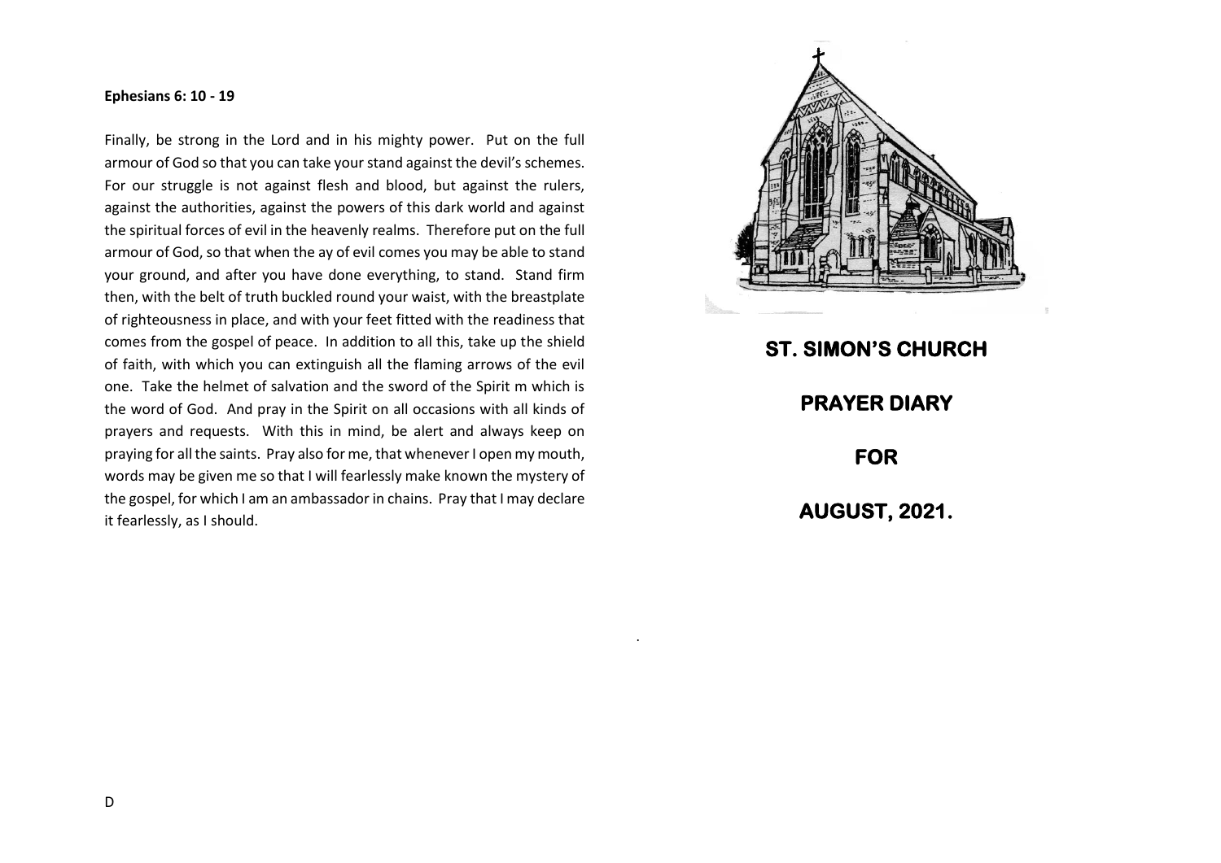**Ephesians 6: 10 - 19**

Finally, be strong in the Lord and in his mighty power. Put on the full armour of God so that you can take your stand against the devil's schemes. For our struggle is not against flesh and blood, but against the rulers, against the authorities, against the powers of this dark world and against the spiritual forces of evil in the heavenly realms. Therefore put on the full armour of God, so that when the ay of evil comes you may be able to stand your ground, and after you have done everything, to stand. Stand firm then, with the belt of truth buckled round your waist, with the breastplate of righteousness in place, and with your feet fitted with the readiness that comes from the gospel of peace. In addition to all this, take up the shield of faith, with which you can extinguish all the flaming arrows of the evil one. Take the helmet of salvation and the sword of the Spirit m which is the word of God. And pray in the Spirit on all occasions with all kinds of prayers and requests. With this in mind, be alert and always keep on praying for all the saints. Pray also for me, that whenever I open my mouth, words may be given me so that I will fearlessly make known the mystery of the gospel, for which I am an ambassador in chains. Pray that I may declare it fearlessly, as I should.

D

# ST. SIMON'S CHURCH

# PRAYER DIARY

# FOR

# AUGUST, 2021.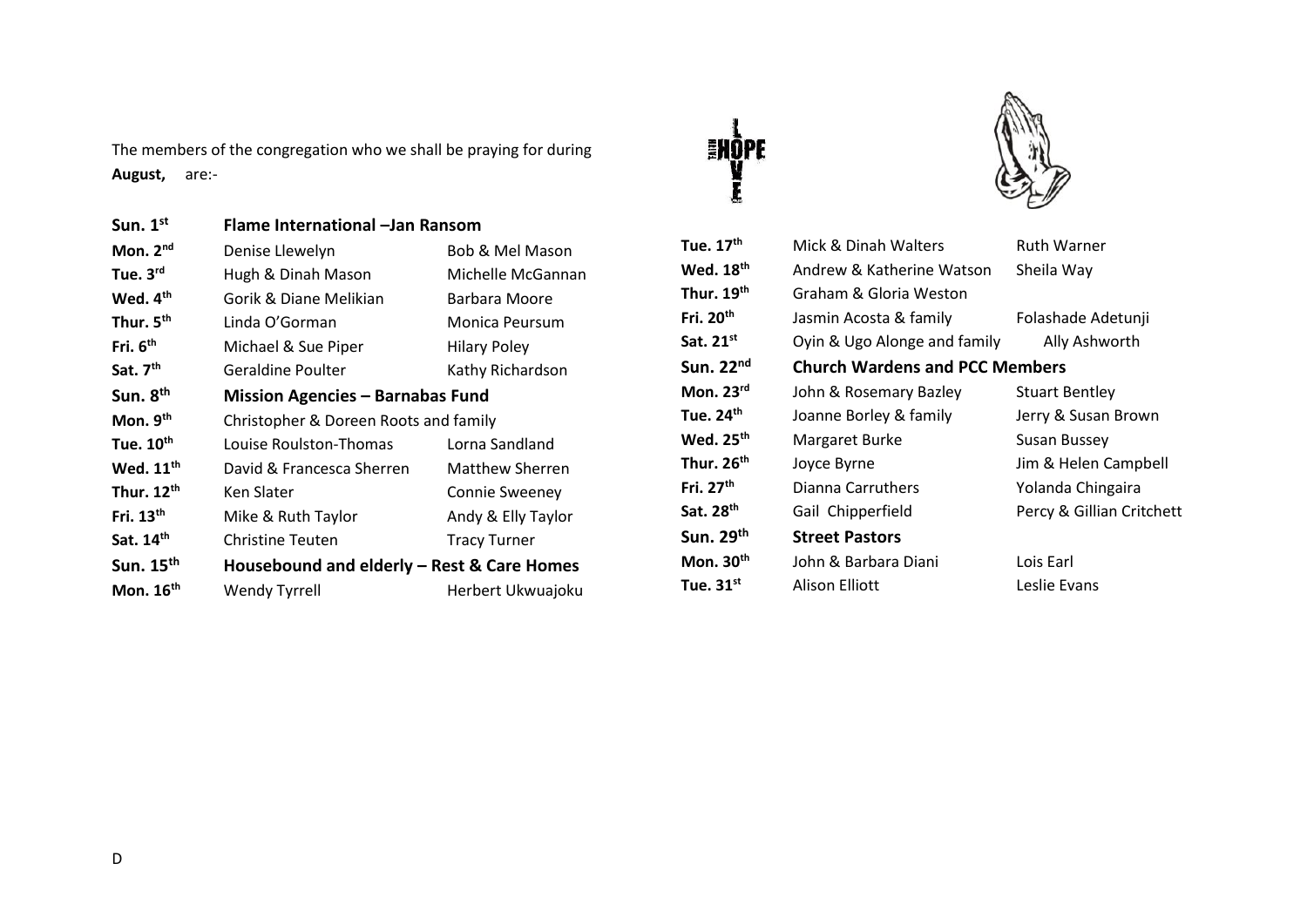The members of the congregation who we shall be praying for during **August,** are:-

| | | |
|---|---|---|
| **Sun. 1st** | **Flame International –Jan Ransom** | |
| **Mon. 2nd** | Denise Llewelyn | Bob & Mel Mason |
| **Tue. 3rd** | Hugh & Dinah Mason | Michelle McGannan |
| **Wed. 4th** | Gorik & Diane Melikian | Barbara Moore |
| **Thur. 5th** | Linda O'Gorman | Monica Peursum |
| **Fri. 6th** | Michael & Sue Piper | Hilary Poley |
| **Sat. 7th** | Geraldine Poulter | Kathy Richardson |
| **Sun. 8th** | **Mission Agencies – Barnabas Fund** | |
| **Mon. 9th** | Christopher & Doreen Roots and family | |
| **Tue. 10th** | Louise Roulston-Thomas | Lorna Sandland |
| **Wed. 11th** | David & Francesca Sherren | Matthew Sherren |
| **Thur. 12th** | Ken Slater | Connie Sweeney |
| **Fri. 13th** | Mike & Ruth Taylor | Andy & Elly Taylor |
| **Sat. 14th** | Christine Teuten | Tracy Turner |
| **Sun. 15th** | **Housebound and elderly – Rest & Care Homes** | |
| **Mon. 16th** | Wendy Tyrrell | Herbert Ukwuajoku |
| **Tue. 17th** | Mick & Dinah Walters | Ruth Warner |
| **Wed. 18th** | Andrew & Katherine Watson | Sheila Way |
| **Thur. 19th** | Graham & Gloria Weston | |
| **Fri. 20th** | Jasmin Acosta & family | Folashade Adetunji |
| **Sat. 21st** | Oyin & Ugo Alonge and family | Ally Ashworth |
| **Sun. 22nd** | **Church Wardens and PCC Members** | |
| **Mon. 23rd** | John & Rosemary Bazley | Stuart Bentley |
| **Tue. 24th** | Joanne Borley & family | Jerry & Susan Brown |
| **Wed. 25th** | Margaret Burke | Susan Bussey |
| **Thur. 26th** | Joyce Byrne | Jim & Helen Campbell |
| **Fri. 27th** | Dianna Carruthers | Yolanda Chingaira |
| **Sat. 28th** | Gail Chipperfield | Percy & Gillian Critchett |
| **Sun. 29th** | **Street Pastors** | |
| **Mon. 30th** | John & Barbara Diani | Lois Earl |
| **Tue. 31st** | Alison Elliott | Leslie Evans |

D